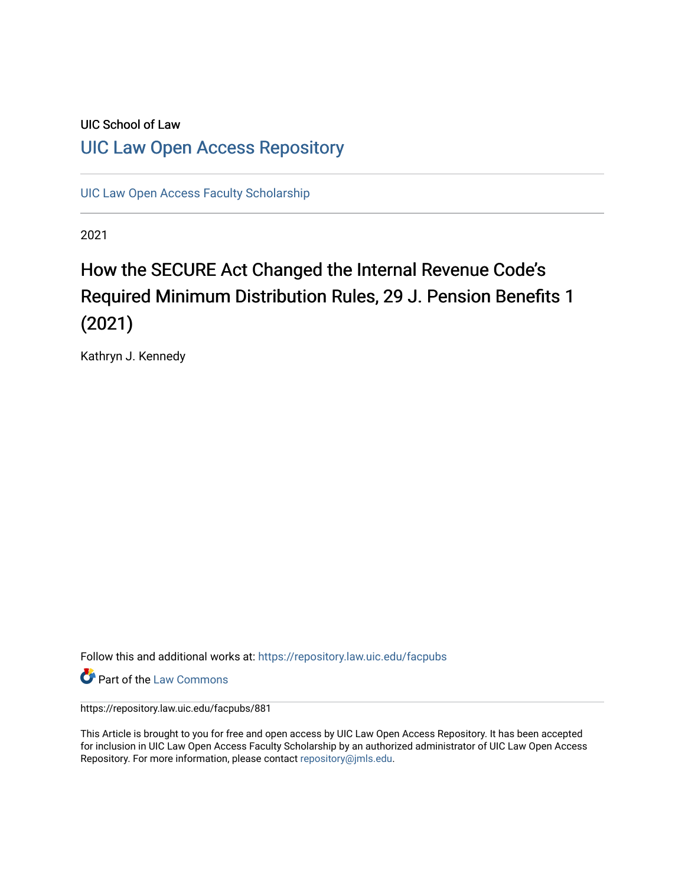UIC School of Law

# UIC Law Open Access Repository

UIC Law Open Access Faculty Scholarship

2021

## How the SECURE Act Changed the Internal Revenue Code's Required Minimum Distribution Rules, 29 J. Pension Benefits 1 (2021)

Kathryn J. Kennedy

Follow this and additional works at: https://repository.law.uic.edu/facpubs

Part of the Law Commons

https://repository.law.uic.edu/facpubs/881

This Article is brought to you for free and open access by UIC Law Open Access Repository. It has been accepted for inclusion in UIC Law Open Access Faculty Scholarship by an authorized administrator of UIC Law Open Access Repository. For more information, please contact repository@jmls.edu.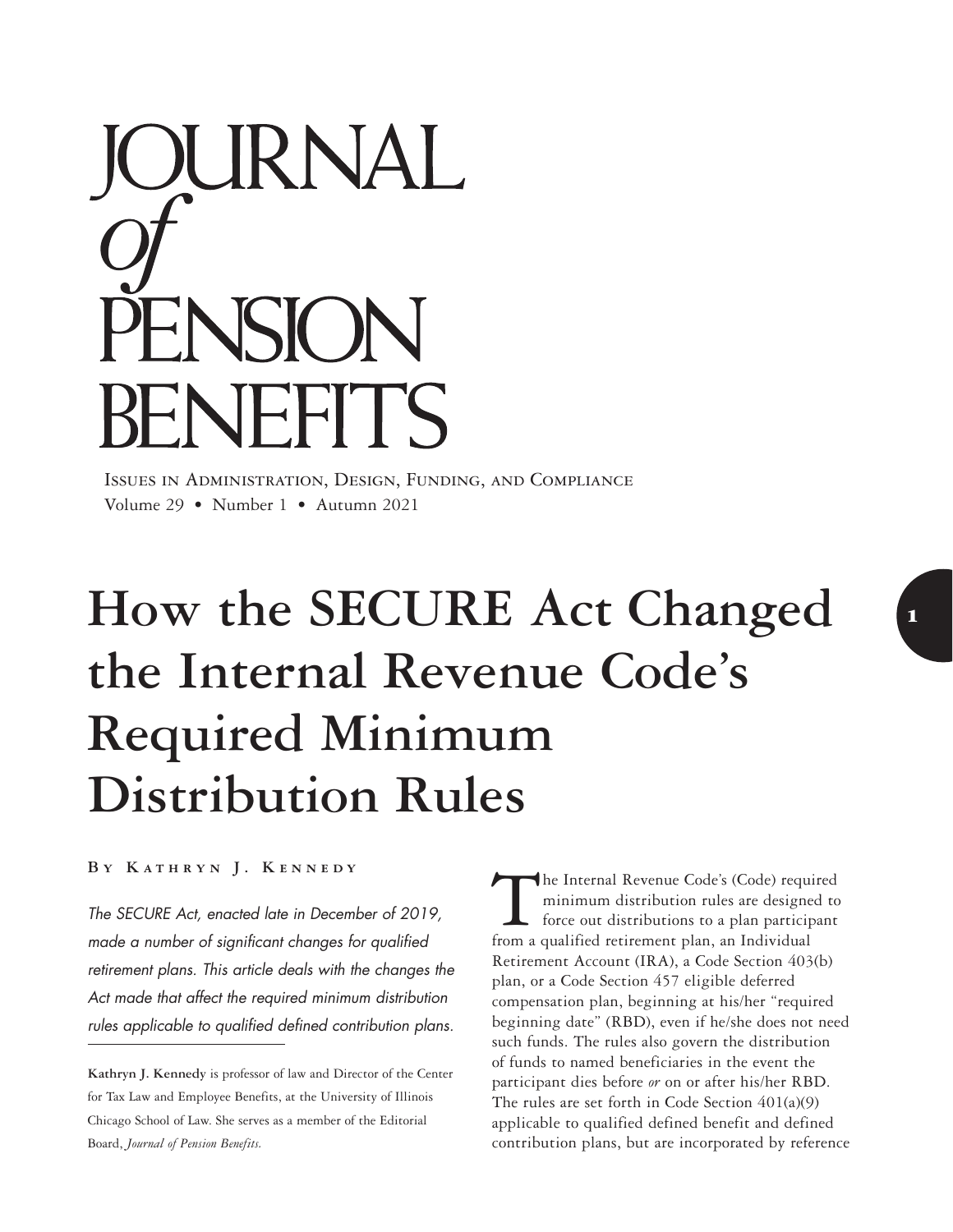# JOURNAL *of* PENSION BENEFITS

ISSUES IN ADMINISTRATION, DESIGN, FUNDING, AND COMPLIANCE
Volume 29 • Number 1 • Autumn 2021

# How the SECURE Act Changed the Internal Revenue Code's Required Minimum Distribution Rules

**BY KATHRYN J. KENNEDY**

*The SECURE Act, enacted late in December of 2019, made a number of significant changes for qualified retirement plans. This article deals with the changes the Act made that affect the required minimum distribution rules applicable to qualified defined contribution plans.*

**Kathryn J. Kennedy** is professor of law and Director of the Center for Tax Law and Employee Benefits, at the University of Illinois Chicago School of Law. She serves as a member of the Editorial Board, *Journal of Pension Benefits.*

The Internal Revenue Code's (Code) required minimum distribution rules are designed to force out distributions to a plan participant from a qualified retirement plan, an Individual Retirement Account (IRA), a Code Section 403(b) plan, or a Code Section 457 eligible deferred compensation plan, beginning at his/her "required beginning date" (RBD), even if he/she does not need such funds. The rules also govern the distribution of funds to named beneficiaries in the event the participant dies before *or* on or after his/her RBD. The rules are set forth in Code Section 401(a)(9) applicable to qualified defined benefit and defined contribution plans, but are incorporated by reference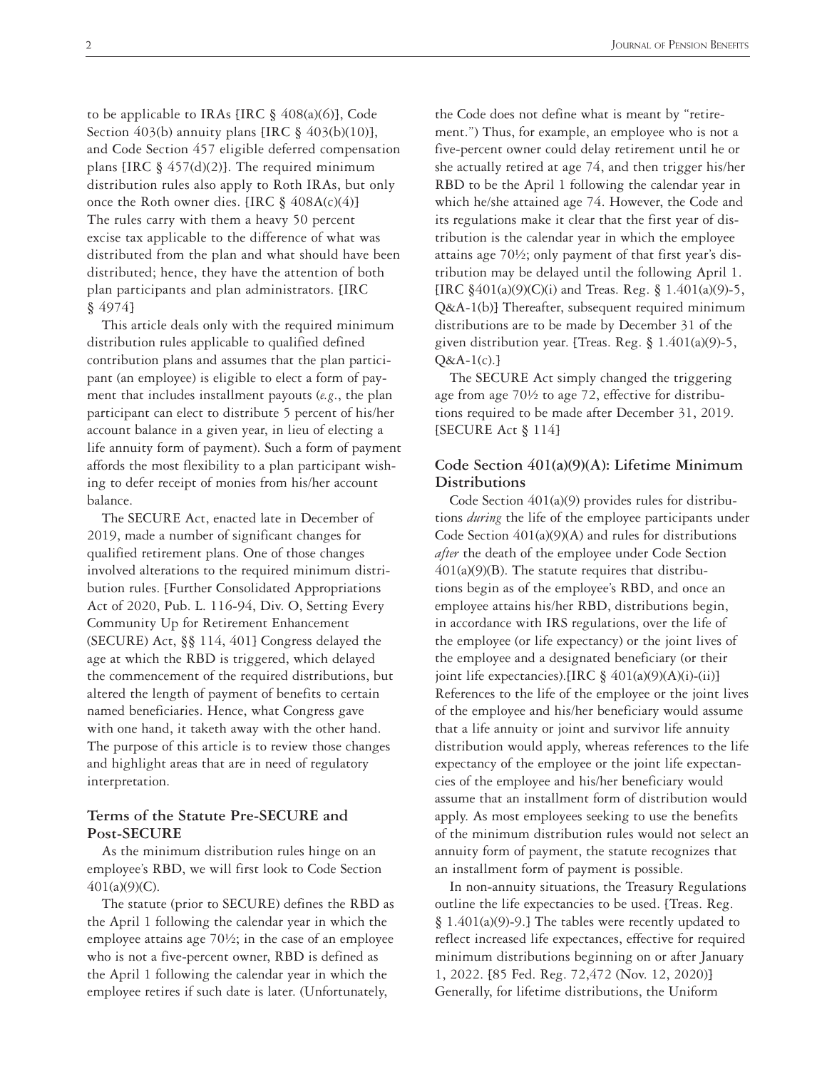to be applicable to IRAs [IRC § 408(a)(6)], Code Section 403(b) annuity plans [IRC § 403(b)(10)], and Code Section 457 eligible deferred compensation plans [IRC § 457(d)(2)]. The required minimum distribution rules also apply to Roth IRAs, but only once the Roth owner dies. [IRC § 408A(c)(4)] The rules carry with them a heavy 50 percent excise tax applicable to the difference of what was distributed from the plan and what should have been distributed; hence, they have the attention of both plan participants and plan administrators. [IRC § 4974]

This article deals only with the required minimum distribution rules applicable to qualified defined contribution plans and assumes that the plan participant (an employee) is eligible to elect a form of payment that includes installment payouts (*e.g.*, the plan participant can elect to distribute 5 percent of his/her account balance in a given year, in lieu of electing a life annuity form of payment). Such a form of payment affords the most flexibility to a plan participant wishing to defer receipt of monies from his/her account balance.

The SECURE Act, enacted late in December of 2019, made a number of significant changes for qualified retirement plans. One of those changes involved alterations to the required minimum distribution rules. [Further Consolidated Appropriations Act of 2020, Pub. L. 116-94, Div. O, Setting Every Community Up for Retirement Enhancement (SECURE) Act, §§ 114, 401] Congress delayed the age at which the RBD is triggered, which delayed the commencement of the required distributions, but altered the length of payment of benefits to certain named beneficiaries. Hence, what Congress gave with one hand, it taketh away with the other hand. The purpose of this article is to review those changes and highlight areas that are in need of regulatory interpretation.

## Terms of the Statute Pre-SECURE and Post-SECURE

As the minimum distribution rules hinge on an employee's RBD, we will first look to Code Section 401(a)(9)(C).

The statute (prior to SECURE) defines the RBD as the April 1 following the calendar year in which the employee attains age 70½; in the case of an employee who is not a five-percent owner, RBD is defined as the April 1 following the calendar year in which the employee retires if such date is later. (Unfortunately, the Code does not define what is meant by "retirement.") Thus, for example, an employee who is not a five-percent owner could delay retirement until he or she actually retired at age 74, and then trigger his/her RBD to be the April 1 following the calendar year in which he/she attained age 74. However, the Code and its regulations make it clear that the first year of distribution is the calendar year in which the employee attains age 70½; only payment of that first year's distribution may be delayed until the following April 1. [IRC §401(a)(9)(C)(i) and Treas. Reg. § 1.401(a)(9)-5, Q&A-1(b)] Thereafter, subsequent required minimum distributions are to be made by December 31 of the given distribution year. [Treas. Reg. § 1.401(a)(9)-5, Q&A-1(c).]

The SECURE Act simply changed the triggering age from age 70½ to age 72, effective for distributions required to be made after December 31, 2019. [SECURE Act § 114]

## Code Section 401(a)(9)(A): Lifetime Minimum Distributions

Code Section 401(a)(9) provides rules for distributions *during* the life of the employee participants under Code Section 401(a)(9)(A) and rules for distributions *after* the death of the employee under Code Section 401(a)(9)(B). The statute requires that distributions begin as of the employee's RBD, and once an employee attains his/her RBD, distributions begin, in accordance with IRS regulations, over the life of the employee (or life expectancy) or the joint lives of the employee and a designated beneficiary (or their joint life expectancies).[IRC § 401(a)(9)(A)(i)-(ii)] References to the life of the employee or the joint lives of the employee and his/her beneficiary would assume that a life annuity or joint and survivor life annuity distribution would apply, whereas references to the life expectancy of the employee or the joint life expectancies of the employee and his/her beneficiary would assume that an installment form of distribution would apply. As most employees seeking to use the benefits of the minimum distribution rules would not select an annuity form of payment, the statute recognizes that an installment form of payment is possible.

In non-annuity situations, the Treasury Regulations outline the life expectancies to be used. [Treas. Reg. § 1.401(a)(9)-9.] The tables were recently updated to reflect increased life expectances, effective for required minimum distributions beginning on or after January 1, 2022. [85 Fed. Reg. 72,472 (Nov. 12, 2020)] Generally, for lifetime distributions, the Uniform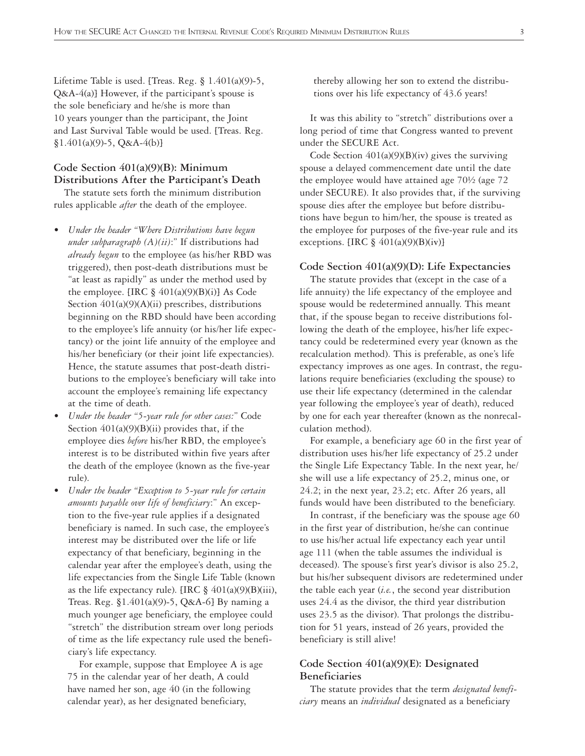Lifetime Table is used. [Treas. Reg. § 1.401(a)(9)-5, Q&A-4(a)] However, if the participant's spouse is the sole beneficiary and he/she is more than 10 years younger than the participant, the Joint and Last Survival Table would be used. [Treas. Reg. §1.401(a)(9)-5, Q&A-4(b)]

### Code Section 401(a)(9)(B): Minimum Distributions After the Participant's Death

The statute sets forth the minimum distribution rules applicable *after* the death of the employee.

- *Under the header "Where Distributions have begun under subparagraph (A)(ii)*:" If distributions had *already begun* to the employee (as his/her RBD was triggered), then post-death distributions must be "at least as rapidly" as under the method used by the employee. [IRC § 401(a)(9)(B)(i)] As Code Section 401(a)(9)(A)(ii) prescribes, distributions beginning on the RBD should have been according to the employee's life annuity (or his/her life expectancy) or the joint life annuity of the employee and his/her beneficiary (or their joint life expectancies). Hence, the statute assumes that post-death distributions to the employee's beneficiary will take into account the employee's remaining life expectancy at the time of death.
- *Under the header "5-year rule for other cases*:" Code Section 401(a)(9)(B)(ii) provides that, if the employee dies *before* his/her RBD, the employee's interest is to be distributed within five years after the death of the employee (known as the five-year rule).
- *Under the header "Exception to 5-year rule for certain amounts payable over life of beneficiary*:" An exception to the five-year rule applies if a designated beneficiary is named. In such case, the employee's interest may be distributed over the life or life expectancy of that beneficiary, beginning in the calendar year after the employee's death, using the life expectancies from the Single Life Table (known as the life expectancy rule). [IRC § 401(a)(9)(B)(iii), Treas. Reg. §1.401(a)(9)-5, Q&A-6] By naming a much younger age beneficiary, the employee could "stretch" the distribution stream over long periods of time as the life expectancy rule used the beneficiary's life expectancy.

  For example, suppose that Employee A is age 75 in the calendar year of her death, A could have named her son, age 40 (in the following calendar year), as her designated beneficiary, thereby allowing her son to extend the distributions over his life expectancy of 43.6 years!

It was this ability to "stretch" distributions over a long period of time that Congress wanted to prevent under the SECURE Act.

Code Section 401(a)(9)(B)(iv) gives the surviving spouse a delayed commencement date until the date the employee would have attained age 70½ (age 72 under SECURE). It also provides that, if the surviving spouse dies after the employee but before distributions have begun to him/her, the spouse is treated as the employee for purposes of the five-year rule and its exceptions. [IRC § 401(a)(9)(B)(iv)]

### Code Section 401(a)(9)(D): Life Expectancies

The statute provides that (except in the case of a life annuity) the life expectancy of the employee and spouse would be redetermined annually. This meant that, if the spouse began to receive distributions following the death of the employee, his/her life expectancy could be redetermined every year (known as the recalculation method). This is preferable, as one's life expectancy improves as one ages. In contrast, the regulations require beneficiaries (excluding the spouse) to use their life expectancy (determined in the calendar year following the employee's year of death), reduced by one for each year thereafter (known as the nonrecalculation method).

For example, a beneficiary age 60 in the first year of distribution uses his/her life expectancy of 25.2 under the Single Life Expectancy Table. In the next year, he/she will use a life expectancy of 25.2, minus one, or 24.2; in the next year, 23.2; etc. After 26 years, all funds would have been distributed to the beneficiary.

In contrast, if the beneficiary was the spouse age 60 in the first year of distribution, he/she can continue to use his/her actual life expectancy each year until age 111 (when the table assumes the individual is deceased). The spouse's first year's divisor is also 25.2, but his/her subsequent divisors are redetermined under the table each year (*i.e.*, the second year distribution uses 24.4 as the divisor, the third year distribution uses 23.5 as the divisor). That prolongs the distribution for 51 years, instead of 26 years, provided the beneficiary is still alive!

### Code Section 401(a)(9)(E): Designated Beneficiaries

The statute provides that the term *designated beneficiary* means an *individual* designated as a beneficiary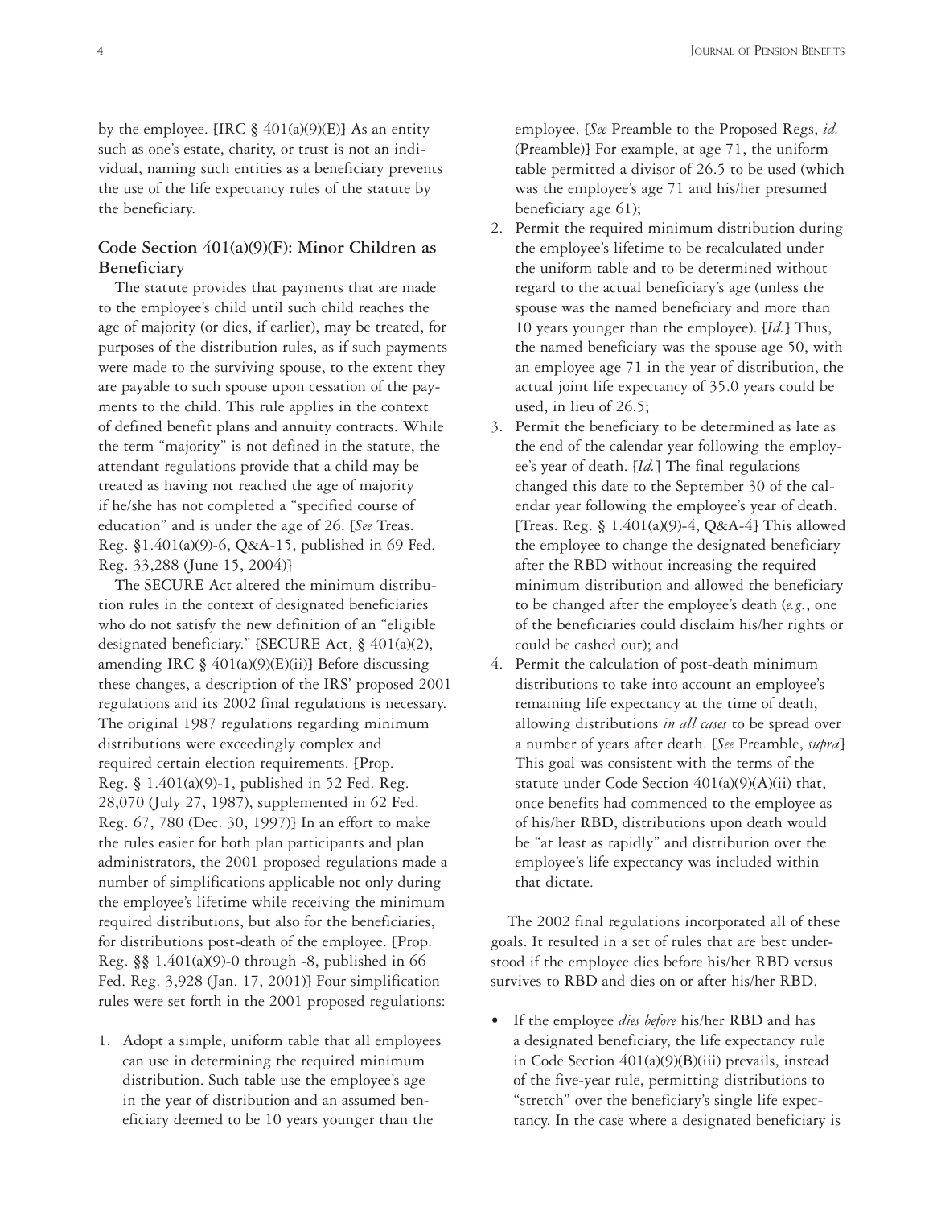by the employee. [IRC § 401(a)(9)(E)] As an entity such as one's estate, charity, or trust is not an individual, naming such entities as a beneficiary prevents the use of the life expectancy rules of the statute by the beneficiary.

### Code Section 401(a)(9)(F): Minor Children as Beneficiary

The statute provides that payments that are made to the employee's child until such child reaches the age of majority (or dies, if earlier), may be treated, for purposes of the distribution rules, as if such payments were made to the surviving spouse, to the extent they are payable to such spouse upon cessation of the payments to the child. This rule applies in the context of defined benefit plans and annuity contracts. While the term "majority" is not defined in the statute, the attendant regulations provide that a child may be treated as having not reached the age of majority if he/she has not completed a "specified course of education" and is under the age of 26. [*See* Treas. Reg. §1.401(a)(9)-6, Q&A-15, published in 69 Fed. Reg. 33,288 (June 15, 2004)]

The SECURE Act altered the minimum distribution rules in the context of designated beneficiaries who do not satisfy the new definition of an "eligible designated beneficiary." [SECURE Act, § 401(a)(2), amending IRC § 401(a)(9)(E)(ii)] Before discussing these changes, a description of the IRS' proposed 2001 regulations and its 2002 final regulations is necessary. The original 1987 regulations regarding minimum distributions were exceedingly complex and required certain election requirements. [Prop. Reg. § 1.401(a)(9)-1, published in 52 Fed. Reg. 28,070 (July 27, 1987), supplemented in 62 Fed. Reg. 67, 780 (Dec. 30, 1997)] In an effort to make the rules easier for both plan participants and plan administrators, the 2001 proposed regulations made a number of simplifications applicable not only during the employee's lifetime while receiving the minimum required distributions, but also for the beneficiaries, for distributions post-death of the employee. [Prop. Reg. §§ 1.401(a)(9)-0 through -8, published in 66 Fed. Reg. 3,928 (Jan. 17, 2001)] Four simplification rules were set forth in the 2001 proposed regulations:

1. Adopt a simple, uniform table that all employees can use in determining the required minimum distribution. Such table use the employee's age in the year of distribution and an assumed beneficiary deemed to be 10 years younger than the employee. [*See* Preamble to the Proposed Regs, *id.* (Preamble)] For example, at age 71, the uniform table permitted a divisor of 26.5 to be used (which was the employee's age 71 and his/her presumed beneficiary age 61);
2. Permit the required minimum distribution during the employee's lifetime to be recalculated under the uniform table and to be determined without regard to the actual beneficiary's age (unless the spouse was the named beneficiary and more than 10 years younger than the employee). [*Id.*] Thus, the named beneficiary was the spouse age 50, with an employee age 71 in the year of distribution, the actual joint life expectancy of 35.0 years could be used, in lieu of 26.5;
3. Permit the beneficiary to be determined as late as the end of the calendar year following the employee's year of death. [*Id.*] The final regulations changed this date to the September 30 of the calendar year following the employee's year of death. [Treas. Reg. § 1.401(a)(9)-4, Q&A-4] This allowed the employee to change the designated beneficiary after the RBD without increasing the required minimum distribution and allowed the beneficiary to be changed after the employee's death (*e.g.*, one of the beneficiaries could disclaim his/her rights or could be cashed out); and
4. Permit the calculation of post-death minimum distributions to take into account an employee's remaining life expectancy at the time of death, allowing distributions *in all cases* to be spread over a number of years after death. [*See* Preamble, *supra*] This goal was consistent with the terms of the statute under Code Section 401(a)(9)(A)(ii) that, once benefits had commenced to the employee as of his/her RBD, distributions upon death would be "at least as rapidly" and distribution over the employee's life expectancy was included within that dictate.

The 2002 final regulations incorporated all of these goals. It resulted in a set of rules that are best understood if the employee dies before his/her RBD versus survives to RBD and dies on or after his/her RBD.

- If the employee *dies before* his/her RBD and has a designated beneficiary, the life expectancy rule in Code Section 401(a)(9)(B)(iii) prevails, instead of the five-year rule, permitting distributions to "stretch" over the beneficiary's single life expectancy. In the case where a designated beneficiary is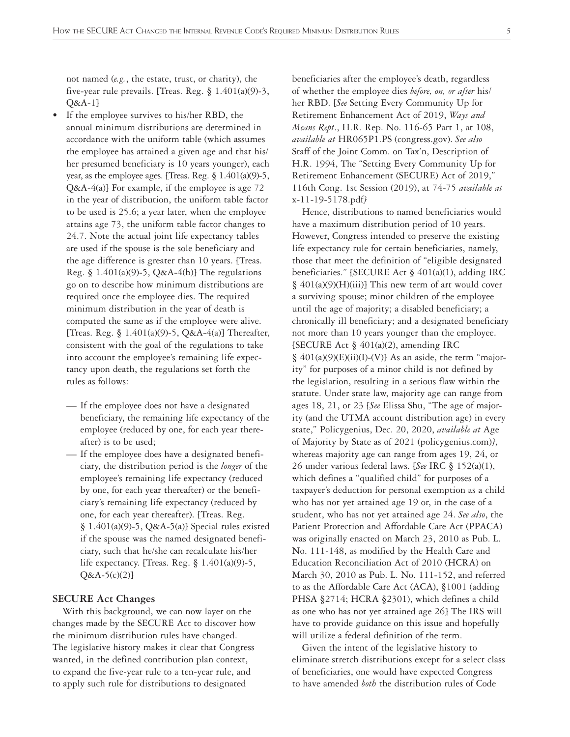not named (*e.g.*, the estate, trust, or charity), the five-year rule prevails. [Treas. Reg. § 1.401(a)(9)-3, Q&A-1]

- If the employee survives to his/her RBD, the annual minimum distributions are determined in accordance with the uniform table (which assumes the employee has attained a given age and that his/her presumed beneficiary is 10 years younger), each year, as the employee ages. [Treas. Reg. § 1.401(a)(9)-5, Q&A-4(a)] For example, if the employee is age 72 in the year of distribution, the uniform table factor to be used is 25.6; a year later, when the employee attains age 73, the uniform table factor changes to 24.7. Note the actual joint life expectancy tables are used if the spouse is the sole beneficiary and the age difference is greater than 10 years. [Treas. Reg. § 1.401(a)(9)-5, Q&A-4(b)] The regulations go on to describe how minimum distributions are required once the employee dies. The required minimum distribution in the year of death is computed the same as if the employee were alive. [Treas. Reg. § 1.401(a)(9)-5, Q&A-4(a)] Thereafter, consistent with the goal of the regulations to take into account the employee's remaining life expectancy upon death, the regulations set forth the rules as follows:
  - If the employee does not have a designated beneficiary, the remaining life expectancy of the employee (reduced by one, for each year thereafter) is to be used;
  - If the employee does have a designated beneficiary, the distribution period is the *longer* of the employee's remaining life expectancy (reduced by one, for each year thereafter) or the beneficiary's remaining life expectancy (reduced by one, for each year thereafter). [Treas. Reg. § 1.401(a)(9)-5, Q&A-5(a)] Special rules existed if the spouse was the named designated beneficiary, such that he/she can recalculate his/her life expectancy. [Treas. Reg. § 1.401(a)(9)-5, Q&A-5(c)(2)]

### SECURE Act Changes

With this background, we can now layer on the changes made by the SECURE Act to discover how the minimum distribution rules have changed. The legislative history makes it clear that Congress wanted, in the defined contribution plan context, to expand the five-year rule to a ten-year rule, and to apply such rule for distributions to designated beneficiaries after the employee's death, regardless of whether the employee dies *before, on, or after* his/her RBD. [*See* Setting Every Community Up for Retirement Enhancement Act of 2019, *Ways and Means Rept*., H.R. Rep. No. 116-65 Part 1, at 108, *available at* HR065P1.PS (congress.gov). *See also* Staff of the Joint Comm. on Tax'n, Description of H.R. 1994, The "Setting Every Community Up for Retirement Enhancement (SECURE) Act of 2019," 116th Cong. 1st Session (2019), at 74-75 *available at* x-11-19-5178.pdf*]*

Hence, distributions to named beneficiaries would have a maximum distribution period of 10 years. However, Congress intended to preserve the existing life expectancy rule for certain beneficiaries, namely, those that meet the definition of "eligible designated beneficiaries." [SECURE Act § 401(a)(1), adding IRC § 401(a)(9)(H)(iii)] This new term of art would cover a surviving spouse; minor children of the employee until the age of majority; a disabled beneficiary; a chronically ill beneficiary; and a designated beneficiary not more than 10 years younger than the employee. [SECURE Act § 401(a)(2), amending IRC § 401(a)(9)(E)(ii)(I)-(V)] As an aside, the term "majority" for purposes of a minor child is not defined by the legislation, resulting in a serious flaw within the statute. Under state law, majority age can range from ages 18, 21, or 23 [*See* Elissa Shu, "The age of majority (and the UTMA account distribution age) in every state," Policygenius, Dec. 20, 2020, *available at* Age of Majority by State as of 2021 (policygenius.com)*]*, whereas majority age can range from ages 19, 24, or 26 under various federal laws. [*See* IRC § 152(a)(1), which defines a "qualified child" for purposes of a taxpayer's deduction for personal exemption as a child who has not yet attained age 19 or, in the case of a student, who has not yet attained age 24. *See also*, the Patient Protection and Affordable Care Act (PPACA) was originally enacted on March 23, 2010 as Pub. L. No. 111-148, as modified by the Health Care and Education Reconciliation Act of 2010 (HCRA) on March 30, 2010 as Pub. L. No. 111-152, and referred to as the Affordable Care Act (ACA), §1001 (adding PHSA §2714; HCRA §2301), which defines a child as one who has not yet attained age 26] The IRS will have to provide guidance on this issue and hopefully will utilize a federal definition of the term.

Given the intent of the legislative history to eliminate stretch distributions except for a select class of beneficiaries, one would have expected Congress to have amended *both* the distribution rules of Code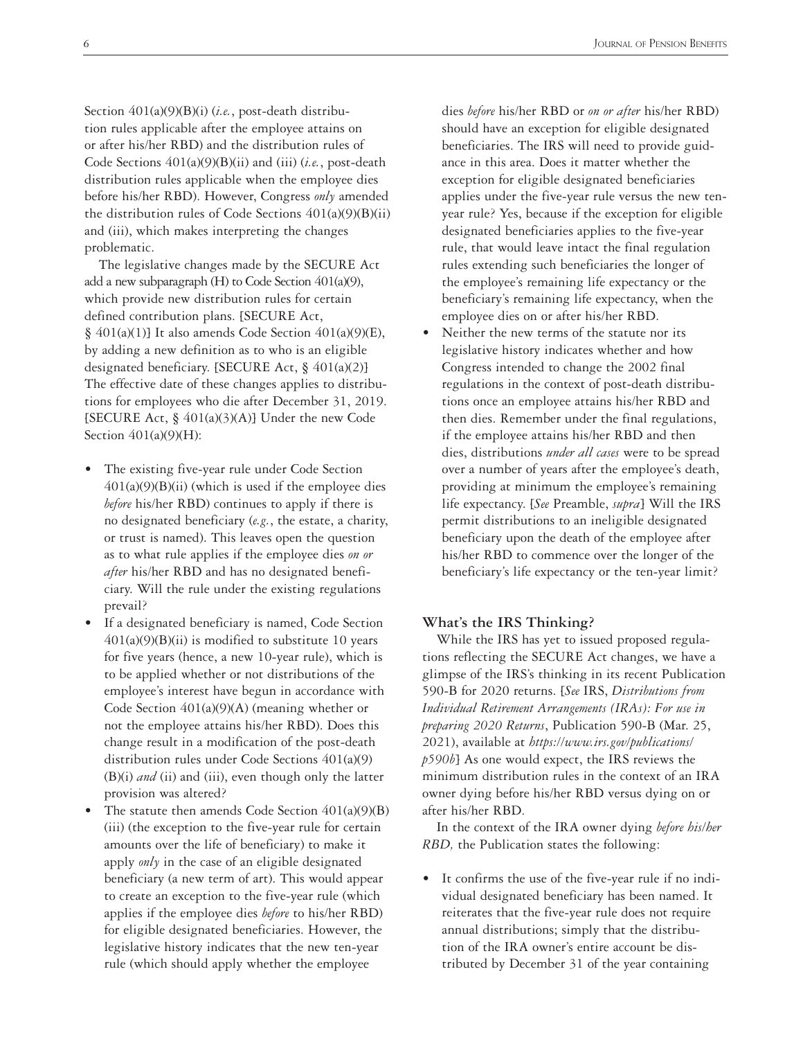Section 401(a)(9)(B)(i) (*i.e.*, post-death distribution rules applicable after the employee attains on or after his/her RBD) and the distribution rules of Code Sections 401(a)(9)(B)(ii) and (iii) (*i.e.*, post-death distribution rules applicable when the employee dies before his/her RBD). However, Congress *only* amended the distribution rules of Code Sections 401(a)(9)(B)(ii) and (iii), which makes interpreting the changes problematic.

The legislative changes made by the SECURE Act add a new subparagraph (H) to Code Section 401(a)(9), which provide new distribution rules for certain defined contribution plans. [SECURE Act, § 401(a)(1)] It also amends Code Section 401(a)(9)(E), by adding a new definition as to who is an eligible designated beneficiary. [SECURE Act, § 401(a)(2)] The effective date of these changes applies to distributions for employees who die after December 31, 2019. [SECURE Act, § 401(a)(3)(A)] Under the new Code Section 401(a)(9)(H):

- The existing five-year rule under Code Section 401(a)(9)(B)(ii) (which is used if the employee dies *before* his/her RBD) continues to apply if there is no designated beneficiary (*e.g.*, the estate, a charity, or trust is named). This leaves open the question as to what rule applies if the employee dies *on or after* his/her RBD and has no designated beneficiary. Will the rule under the existing regulations prevail?
- If a designated beneficiary is named, Code Section 401(a)(9)(B)(ii) is modified to substitute 10 years for five years (hence, a new 10-year rule), which is to be applied whether or not distributions of the employee's interest have begun in accordance with Code Section 401(a)(9)(A) (meaning whether or not the employee attains his/her RBD). Does this change result in a modification of the post-death distribution rules under Code Sections 401(a)(9)(B)(i) *and* (ii) and (iii), even though only the latter provision was altered?
- The statute then amends Code Section 401(a)(9)(B)(iii) (the exception to the five-year rule for certain amounts over the life of beneficiary) to make it apply *only* in the case of an eligible designated beneficiary (a new term of art). This would appear to create an exception to the five-year rule (which applies if the employee dies *before* to his/her RBD) for eligible designated beneficiaries. However, the legislative history indicates that the new ten-year rule (which should apply whether the employee dies *before* his/her RBD or *on or after* his/her RBD) should have an exception for eligible designated beneficiaries. The IRS will need to provide guidance in this area. Does it matter whether the exception for eligible designated beneficiaries applies under the five-year rule versus the new ten-year rule? Yes, because if the exception for eligible designated beneficiaries applies to the five-year rule, that would leave intact the final regulation rules extending such beneficiaries the longer of the employee's remaining life expectancy or the beneficiary's remaining life expectancy, when the employee dies on or after his/her RBD.
- Neither the new terms of the statute nor its legislative history indicates whether and how Congress intended to change the 2002 final regulations in the context of post-death distributions once an employee attains his/her RBD and then dies. Remember under the final regulations, if the employee attains his/her RBD and then dies, distributions *under all cases* were to be spread over a number of years after the employee's death, providing at minimum the employee's remaining life expectancy. [*See* Preamble, *supra*] Will the IRS permit distributions to an ineligible designated beneficiary upon the death of the employee after his/her RBD to commence over the longer of the beneficiary's life expectancy or the ten-year limit?

### What's the IRS Thinking?

While the IRS has yet to issued proposed regulations reflecting the SECURE Act changes, we have a glimpse of the IRS's thinking in its recent Publication 590-B for 2020 returns. [*See* IRS, *Distributions from Individual Retirement Arrangements (IRAs): For use in preparing 2020 Returns*, Publication 590-B (Mar. 25, 2021), available at *https://www.irs.gov/publications/p590b*] As one would expect, the IRS reviews the minimum distribution rules in the context of an IRA owner dying before his/her RBD versus dying on or after his/her RBD.

In the context of the IRA owner dying *before his/her RBD,* the Publication states the following:

- It confirms the use of the five-year rule if no individual designated beneficiary has been named. It reiterates that the five-year rule does not require annual distributions; simply that the distribution of the IRA owner's entire account be distributed by December 31 of the year containing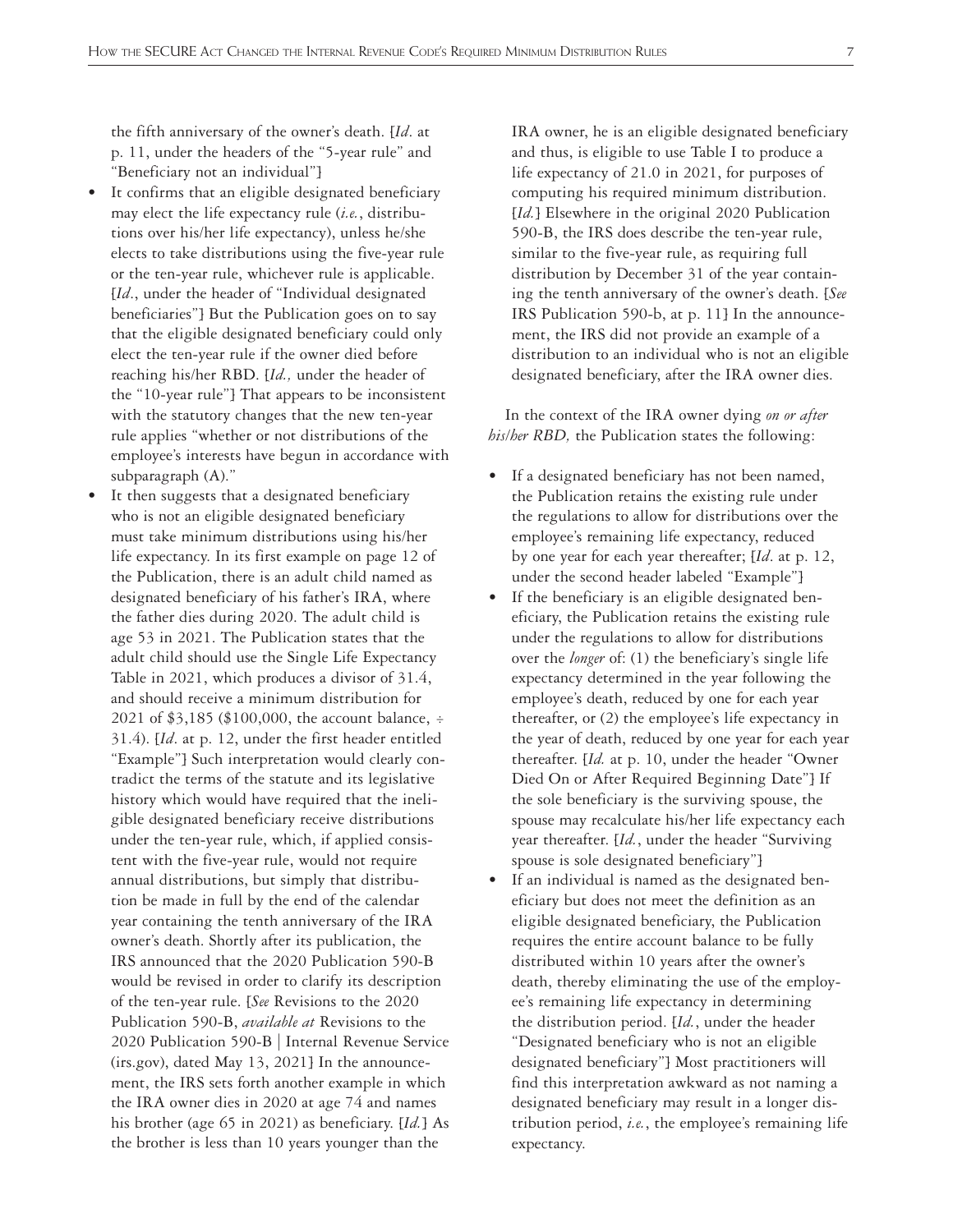the fifth anniversary of the owner's death. [*Id*. at p. 11, under the headers of the "5-year rule" and "Beneficiary not an individual"]

- It confirms that an eligible designated beneficiary may elect the life expectancy rule (*i.e.*, distributions over his/her life expectancy), unless he/she elects to take distributions using the five-year rule or the ten-year rule, whichever rule is applicable. [*Id*., under the header of "Individual designated beneficiaries"] But the Publication goes on to say that the eligible designated beneficiary could only elect the ten-year rule if the owner died before reaching his/her RBD. [*Id.,* under the header of the "10-year rule"] That appears to be inconsistent with the statutory changes that the new ten-year rule applies "whether or not distributions of the employee's interests have begun in accordance with subparagraph (A)."
- It then suggests that a designated beneficiary who is not an eligible designated beneficiary must take minimum distributions using his/her life expectancy. In its first example on page 12 of the Publication, there is an adult child named as designated beneficiary of his father's IRA, where the father dies during 2020. The adult child is age 53 in 2021. The Publication states that the adult child should use the Single Life Expectancy Table in 2021, which produces a divisor of 31.4, and should receive a minimum distribution for 2021 of $3,185 ($100,000, the account balance, ÷ 31.4). [*Id*. at p. 12, under the first header entitled "Example"] Such interpretation would clearly contradict the terms of the statute and its legislative history which would have required that the ineligible designated beneficiary receive distributions under the ten-year rule, which, if applied consistent with the five-year rule, would not require annual distributions, but simply that distribution be made in full by the end of the calendar year containing the tenth anniversary of the IRA owner's death. Shortly after its publication, the IRS announced that the 2020 Publication 590-B would be revised in order to clarify its description of the ten-year rule. [*See* Revisions to the 2020 Publication 590-B, *available at* Revisions to the 2020 Publication 590-B | Internal Revenue Service (irs.gov), dated May 13, 2021] In the announcement, the IRS sets forth another example in which the IRA owner dies in 2020 at age 74 and names his brother (age 65 in 2021) as beneficiary. [*Id.*] As the brother is less than 10 years younger than the IRA owner, he is an eligible designated beneficiary and thus, is eligible to use Table I to produce a life expectancy of 21.0 in 2021, for purposes of computing his required minimum distribution. [*Id.*] Elsewhere in the original 2020 Publication 590-B, the IRS does describe the ten-year rule, similar to the five-year rule, as requiring full distribution by December 31 of the year containing the tenth anniversary of the owner's death. [*See* IRS Publication 590-b, at p. 11] In the announcement, the IRS did not provide an example of a distribution to an individual who is not an eligible designated beneficiary, after the IRA owner dies.

In the context of the IRA owner dying *on or after his/her RBD,* the Publication states the following:

- If a designated beneficiary has not been named, the Publication retains the existing rule under the regulations to allow for distributions over the employee's remaining life expectancy, reduced by one year for each year thereafter; [*Id*. at p. 12, under the second header labeled "Example"]
- If the beneficiary is an eligible designated beneficiary, the Publication retains the existing rule under the regulations to allow for distributions over the *longer* of: (1) the beneficiary's single life expectancy determined in the year following the employee's death, reduced by one for each year thereafter, or (2) the employee's life expectancy in the year of death, reduced by one year for each year thereafter. [*Id.* at p. 10, under the header "Owner Died On or After Required Beginning Date"] If the sole beneficiary is the surviving spouse, the spouse may recalculate his/her life expectancy each year thereafter. [*Id.*, under the header "Surviving spouse is sole designated beneficiary"]
- If an individual is named as the designated beneficiary but does not meet the definition as an eligible designated beneficiary, the Publication requires the entire account balance to be fully distributed within 10 years after the owner's death, thereby eliminating the use of the employee's remaining life expectancy in determining the distribution period. [*Id.*, under the header "Designated beneficiary who is not an eligible designated beneficiary"] Most practitioners will find this interpretation awkward as not naming a designated beneficiary may result in a longer distribution period, *i.e.*, the employee's remaining life expectancy.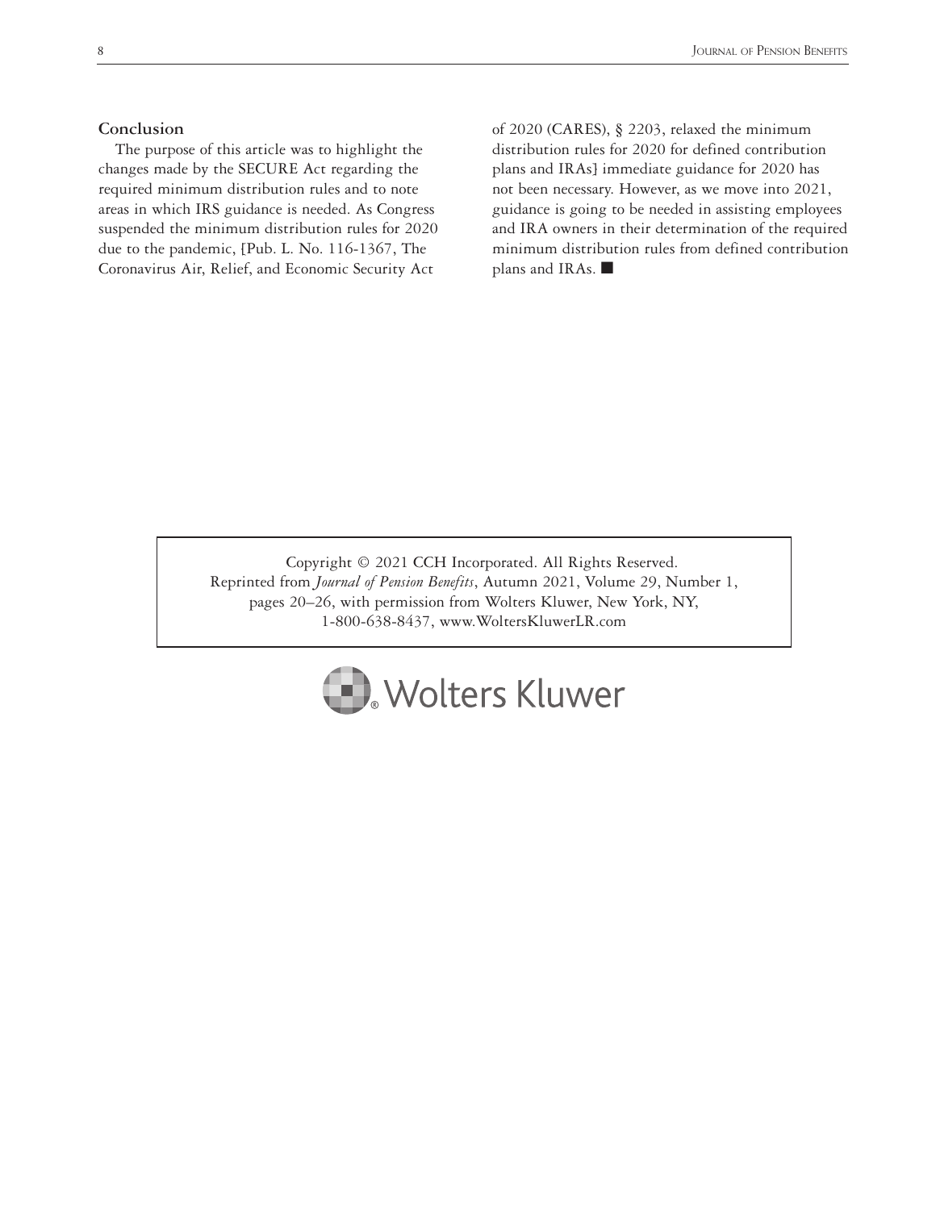## Conclusion

The purpose of this article was to highlight the changes made by the SECURE Act regarding the required minimum distribution rules and to note areas in which IRS guidance is needed. As Congress suspended the minimum distribution rules for 2020 due to the pandemic, [Pub. L. No. 116-1367, The Coronavirus Air, Relief, and Economic Security Act of 2020 (CARES), § 2203, relaxed the minimum distribution rules for 2020 for defined contribution plans and IRAs] immediate guidance for 2020 has not been necessary. However, as we move into 2021, guidance is going to be needed in assisting employees and IRA owners in their determination of the required minimum distribution rules from defined contribution plans and IRAs. ■

Copyright © 2021 CCH Incorporated. All Rights Reserved.
Reprinted from *Journal of Pension Benefits*, Autumn 2021, Volume 29, Number 1, pages 20–26, with permission from Wolters Kluwer, New York, NY, 1-800-638-8437, www.WoltersKluwerLR.com

Wolters Kluwer